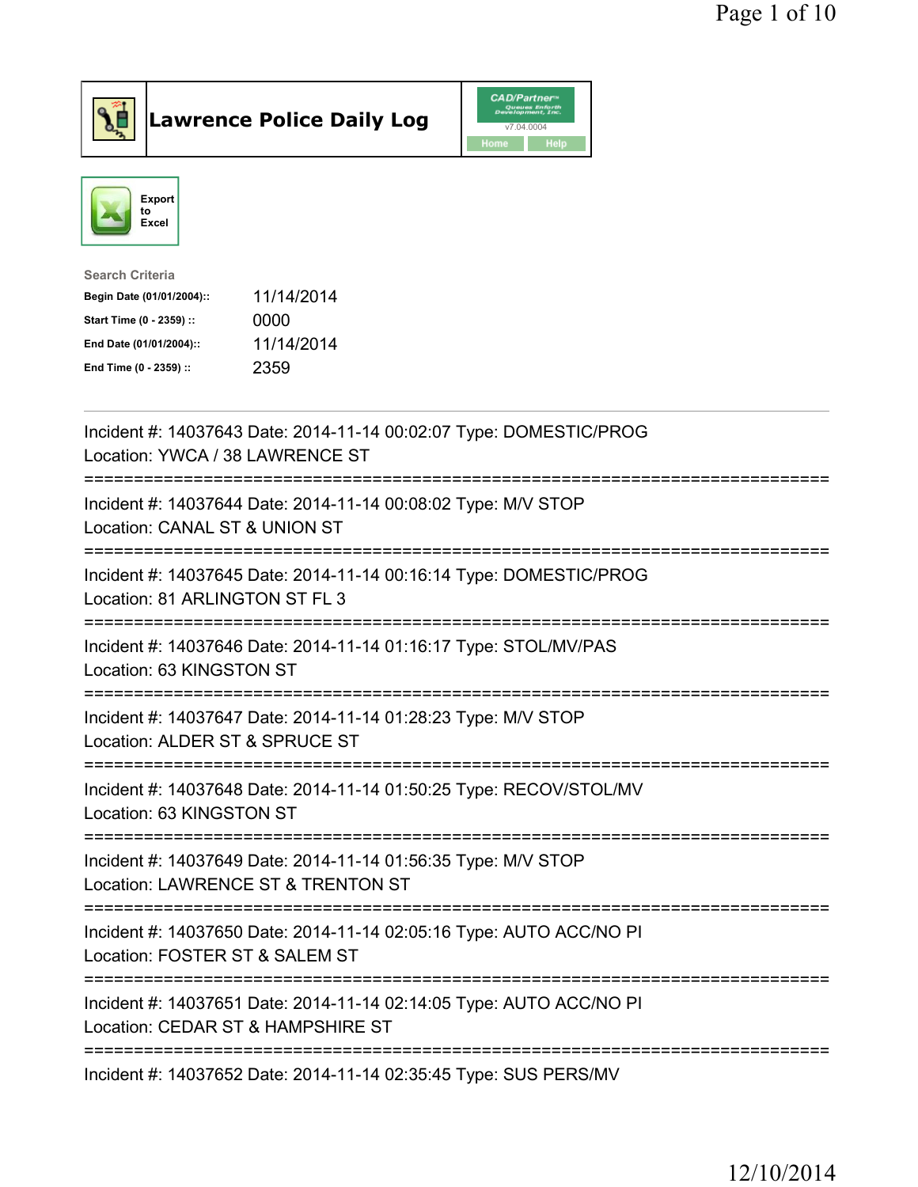# Lawrence Police Daily Log

Export to Excel

Search Criteria

| | |
|---|---|
| Begin Date (01/01/2004):: | 11/14/2014 |
| Start Time (0 - 2359) :: | 0000 |
| End Date (01/01/2004):: | 11/14/2014 |
| End Time (0 - 2359) :: | 2359 |

Incident #: 14037643 Date: 2014-11-14 00:02:07 Type: DOMESTIC/PROG
Location: YWCA / 38 LAWRENCE ST

===========================================================================

Incident #: 14037644 Date: 2014-11-14 00:08:02 Type: M/V STOP
Location: CANAL ST & UNION ST

===========================================================================

Incident #: 14037645 Date: 2014-11-14 00:16:14 Type: DOMESTIC/PROG
Location: 81 ARLINGTON ST FL 3

===========================================================================

Incident #: 14037646 Date: 2014-11-14 01:16:17 Type: STOL/MV/PAS
Location: 63 KINGSTON ST

===========================================================================

Incident #: 14037647 Date: 2014-11-14 01:28:23 Type: M/V STOP
Location: ALDER ST & SPRUCE ST

===========================================================================

Incident #: 14037648 Date: 2014-11-14 01:50:25 Type: RECOV/STOL/MV
Location: 63 KINGSTON ST

===========================================================================

Incident #: 14037649 Date: 2014-11-14 01:56:35 Type: M/V STOP
Location: LAWRENCE ST & TRENTON ST

===========================================================================

Incident #: 14037650 Date: 2014-11-14 02:05:16 Type: AUTO ACC/NO PI
Location: FOSTER ST & SALEM ST

===========================================================================

Incident #: 14037651 Date: 2014-11-14 02:14:05 Type: AUTO ACC/NO PI
Location: CEDAR ST & HAMPSHIRE ST

===========================================================================

Incident #: 14037652 Date: 2014-11-14 02:35:45 Type: SUS PERS/MV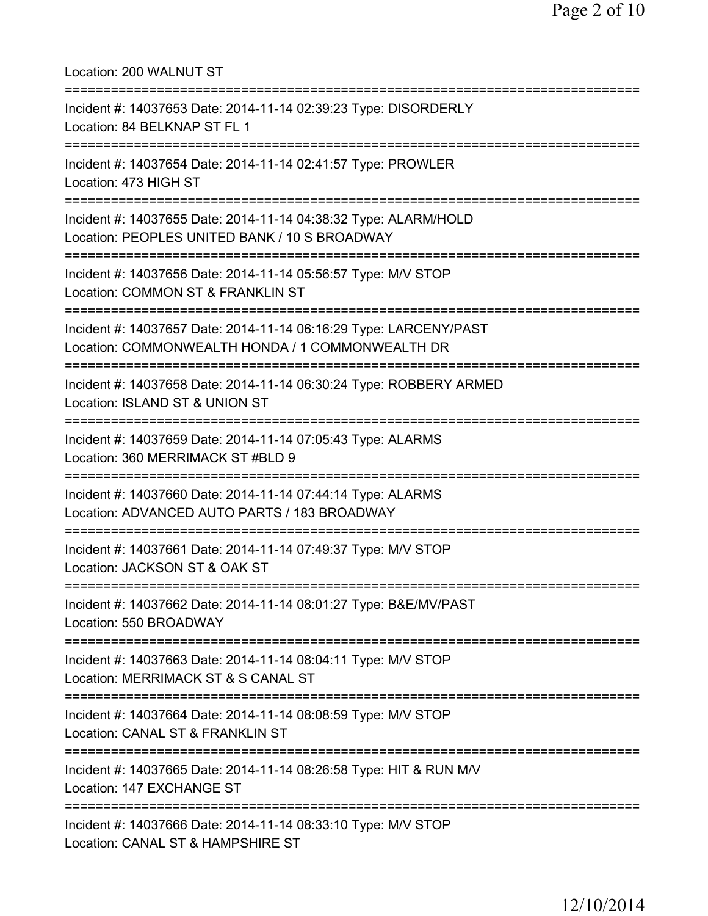Location: 200 WALNUT ST

===========================================================================

Incident #: 14037653 Date: 2014-11-14 02:39:23 Type: DISORDERLY
Location: 84 BELKNAP ST FL 1

===========================================================================

Incident #: 14037654 Date: 2014-11-14 02:41:57 Type: PROWLER
Location: 473 HIGH ST

===========================================================================

Incident #: 14037655 Date: 2014-11-14 04:38:32 Type: ALARM/HOLD
Location: PEOPLES UNITED BANK / 10 S BROADWAY

===========================================================================

Incident #: 14037656 Date: 2014-11-14 05:56:57 Type: M/V STOP
Location: COMMON ST & FRANKLIN ST

===========================================================================

Incident #: 14037657 Date: 2014-11-14 06:16:29 Type: LARCENY/PAST
Location: COMMONWEALTH HONDA / 1 COMMONWEALTH DR

===========================================================================

Incident #: 14037658 Date: 2014-11-14 06:30:24 Type: ROBBERY ARMED
Location: ISLAND ST & UNION ST

===========================================================================

Incident #: 14037659 Date: 2014-11-14 07:05:43 Type: ALARMS
Location: 360 MERRIMACK ST #BLD 9

===========================================================================

Incident #: 14037660 Date: 2014-11-14 07:44:14 Type: ALARMS
Location: ADVANCED AUTO PARTS / 183 BROADWAY

===========================================================================

Incident #: 14037661 Date: 2014-11-14 07:49:37 Type: M/V STOP
Location: JACKSON ST & OAK ST

===========================================================================

Incident #: 14037662 Date: 2014-11-14 08:01:27 Type: B&E/MV/PAST
Location: 550 BROADWAY

===========================================================================

Incident #: 14037663 Date: 2014-11-14 08:04:11 Type: M/V STOP
Location: MERRIMACK ST & S CANAL ST

===========================================================================

Incident #: 14037664 Date: 2014-11-14 08:08:59 Type: M/V STOP
Location: CANAL ST & FRANKLIN ST

===========================================================================

Incident #: 14037665 Date: 2014-11-14 08:26:58 Type: HIT & RUN M/V
Location: 147 EXCHANGE ST

===========================================================================

Incident #: 14037666 Date: 2014-11-14 08:33:10 Type: M/V STOP
Location: CANAL ST & HAMPSHIRE ST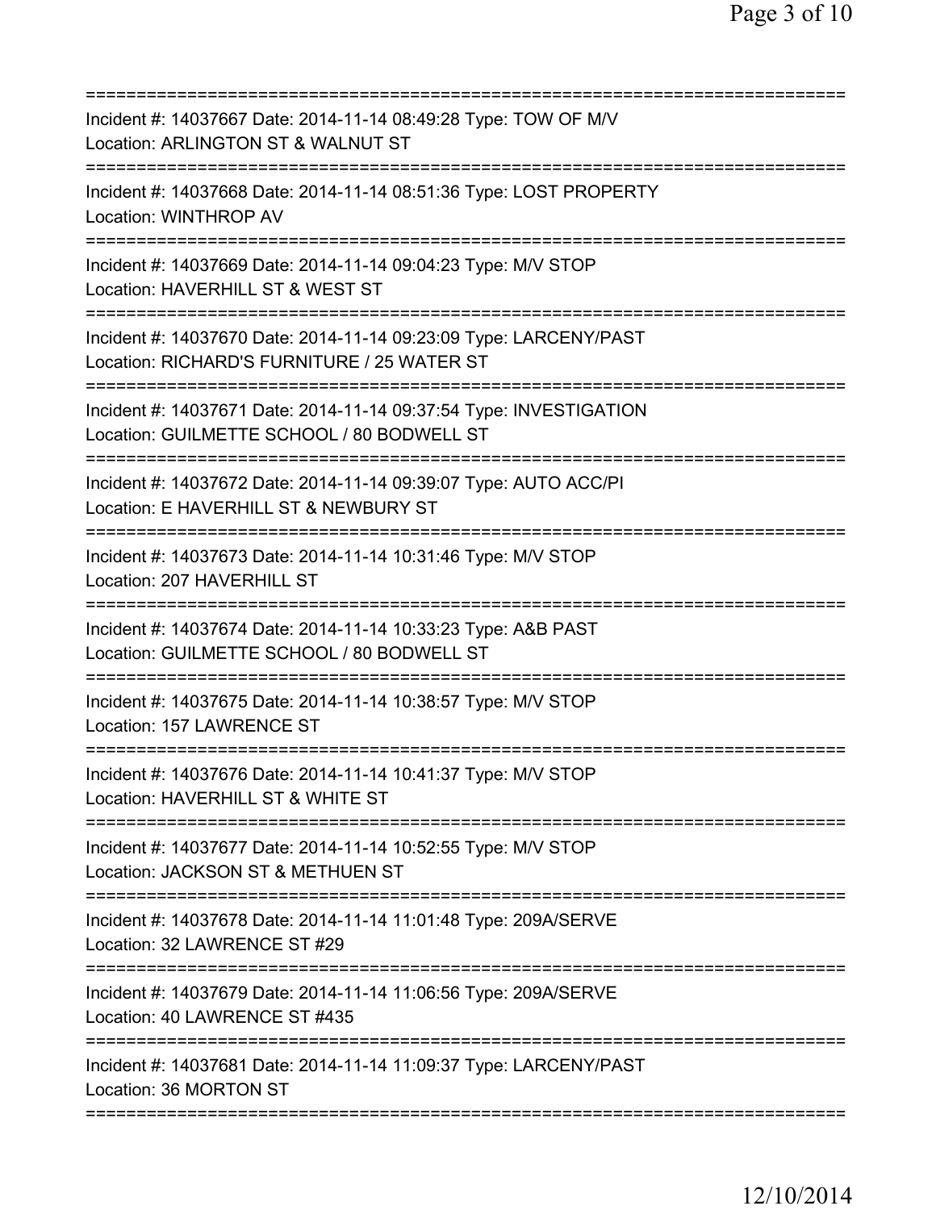===========================================================================
Incident #: 14037667 Date: 2014-11-14 08:49:28 Type: TOW OF M/V
Location: ARLINGTON ST & WALNUT ST
===========================================================================
Incident #: 14037668 Date: 2014-11-14 08:51:36 Type: LOST PROPERTY
Location: WINTHROP AV
===========================================================================
Incident #: 14037669 Date: 2014-11-14 09:04:23 Type: M/V STOP
Location: HAVERHILL ST & WEST ST
===========================================================================
Incident #: 14037670 Date: 2014-11-14 09:23:09 Type: LARCENY/PAST
Location: RICHARD'S FURNITURE / 25 WATER ST
===========================================================================
Incident #: 14037671 Date: 2014-11-14 09:37:54 Type: INVESTIGATION
Location: GUILMETTE SCHOOL / 80 BODWELL ST
===========================================================================
Incident #: 14037672 Date: 2014-11-14 09:39:07 Type: AUTO ACC/PI
Location: E HAVERHILL ST & NEWBURY ST
===========================================================================
Incident #: 14037673 Date: 2014-11-14 10:31:46 Type: M/V STOP
Location: 207 HAVERHILL ST
===========================================================================
Incident #: 14037674 Date: 2014-11-14 10:33:23 Type: A&B PAST
Location: GUILMETTE SCHOOL / 80 BODWELL ST
===========================================================================
Incident #: 14037675 Date: 2014-11-14 10:38:57 Type: M/V STOP
Location: 157 LAWRENCE ST
===========================================================================
Incident #: 14037676 Date: 2014-11-14 10:41:37 Type: M/V STOP
Location: HAVERHILL ST & WHITE ST
===========================================================================
Incident #: 14037677 Date: 2014-11-14 10:52:55 Type: M/V STOP
Location: JACKSON ST & METHUEN ST
===========================================================================
Incident #: 14037678 Date: 2014-11-14 11:01:48 Type: 209A/SERVE
Location: 32 LAWRENCE ST #29
===========================================================================
Incident #: 14037679 Date: 2014-11-14 11:06:56 Type: 209A/SERVE
Location: 40 LAWRENCE ST #435
===========================================================================
Incident #: 14037681 Date: 2014-11-14 11:09:37 Type: LARCENY/PAST
Location: 36 MORTON ST
===========================================================================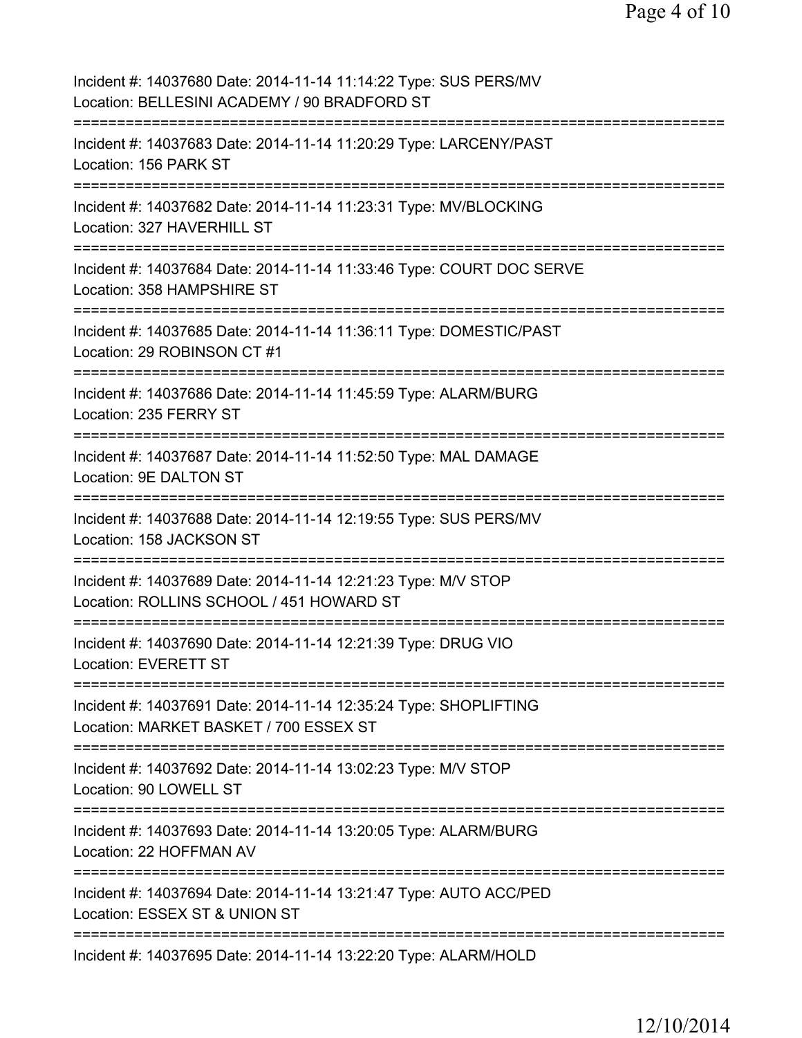Incident #: 14037680 Date: 2014-11-14 11:14:22 Type: SUS PERS/MV
Location: BELLESINI ACADEMY / 90 BRADFORD ST
===========================================================================
Incident #: 14037683 Date: 2014-11-14 11:20:29 Type: LARCENY/PAST
Location: 156 PARK ST
===========================================================================
Incident #: 14037682 Date: 2014-11-14 11:23:31 Type: MV/BLOCKING
Location: 327 HAVERHILL ST
===========================================================================
Incident #: 14037684 Date: 2014-11-14 11:33:46 Type: COURT DOC SERVE
Location: 358 HAMPSHIRE ST
===========================================================================
Incident #: 14037685 Date: 2014-11-14 11:36:11 Type: DOMESTIC/PAST
Location: 29 ROBINSON CT #1
===========================================================================
Incident #: 14037686 Date: 2014-11-14 11:45:59 Type: ALARM/BURG
Location: 235 FERRY ST
===========================================================================
Incident #: 14037687 Date: 2014-11-14 11:52:50 Type: MAL DAMAGE
Location: 9E DALTON ST
===========================================================================
Incident #: 14037688 Date: 2014-11-14 12:19:55 Type: SUS PERS/MV
Location: 158 JACKSON ST
===========================================================================
Incident #: 14037689 Date: 2014-11-14 12:21:23 Type: M/V STOP
Location: ROLLINS SCHOOL / 451 HOWARD ST
===========================================================================
Incident #: 14037690 Date: 2014-11-14 12:21:39 Type: DRUG VIO
Location: EVERETT ST
===========================================================================
Incident #: 14037691 Date: 2014-11-14 12:35:24 Type: SHOPLIFTING
Location: MARKET BASKET / 700 ESSEX ST
===========================================================================
Incident #: 14037692 Date: 2014-11-14 13:02:23 Type: M/V STOP
Location: 90 LOWELL ST
===========================================================================
Incident #: 14037693 Date: 2014-11-14 13:20:05 Type: ALARM/BURG
Location: 22 HOFFMAN AV
===========================================================================
Incident #: 14037694 Date: 2014-11-14 13:21:47 Type: AUTO ACC/PED
Location: ESSEX ST & UNION ST
===========================================================================
Incident #: 14037695 Date: 2014-11-14 13:22:20 Type: ALARM/HOLD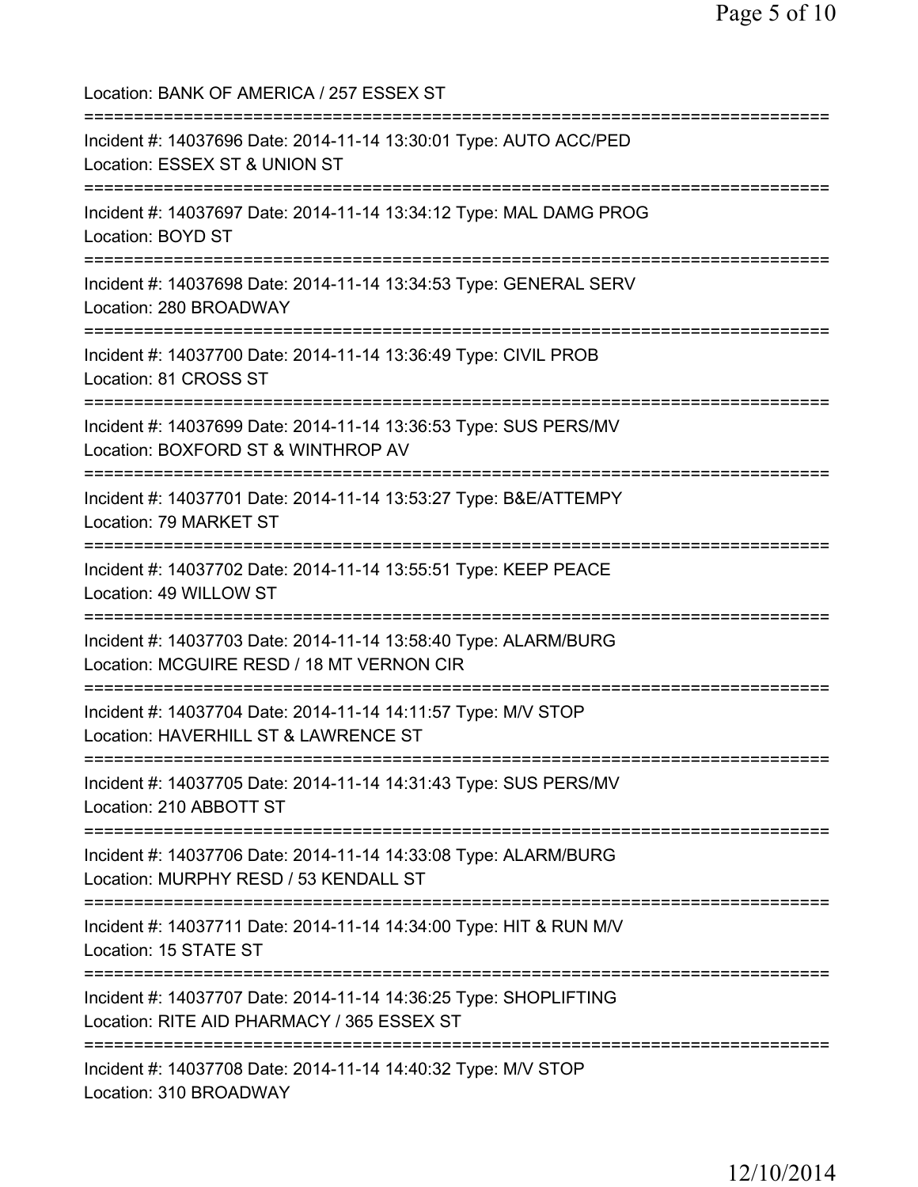Location: BANK OF AMERICA / 257 ESSEX ST

===========================================================================

Incident #: 14037696 Date: 2014-11-14 13:30:01 Type: AUTO ACC/PED
Location: ESSEX ST & UNION ST

===========================================================================

Incident #: 14037697 Date: 2014-11-14 13:34:12 Type: MAL DAMG PROG
Location: BOYD ST

===========================================================================

Incident #: 14037698 Date: 2014-11-14 13:34:53 Type: GENERAL SERV
Location: 280 BROADWAY

===========================================================================

Incident #: 14037700 Date: 2014-11-14 13:36:49 Type: CIVIL PROB
Location: 81 CROSS ST

===========================================================================

Incident #: 14037699 Date: 2014-11-14 13:36:53 Type: SUS PERS/MV
Location: BOXFORD ST & WINTHROP AV

===========================================================================

Incident #: 14037701 Date: 2014-11-14 13:53:27 Type: B&E/ATTEMPY
Location: 79 MARKET ST

===========================================================================

Incident #: 14037702 Date: 2014-11-14 13:55:51 Type: KEEP PEACE
Location: 49 WILLOW ST

===========================================================================

Incident #: 14037703 Date: 2014-11-14 13:58:40 Type: ALARM/BURG
Location: MCGUIRE RESD / 18 MT VERNON CIR

===========================================================================

Incident #: 14037704 Date: 2014-11-14 14:11:57 Type: M/V STOP
Location: HAVERHILL ST & LAWRENCE ST

===========================================================================

Incident #: 14037705 Date: 2014-11-14 14:31:43 Type: SUS PERS/MV
Location: 210 ABBOTT ST

===========================================================================

Incident #: 14037706 Date: 2014-11-14 14:33:08 Type: ALARM/BURG
Location: MURPHY RESD / 53 KENDALL ST

===========================================================================

Incident #: 14037711 Date: 2014-11-14 14:34:00 Type: HIT & RUN M/V
Location: 15 STATE ST

===========================================================================

Incident #: 14037707 Date: 2014-11-14 14:36:25 Type: SHOPLIFTING
Location: RITE AID PHARMACY / 365 ESSEX ST

===========================================================================

Incident #: 14037708 Date: 2014-11-14 14:40:32 Type: M/V STOP
Location: 310 BROADWAY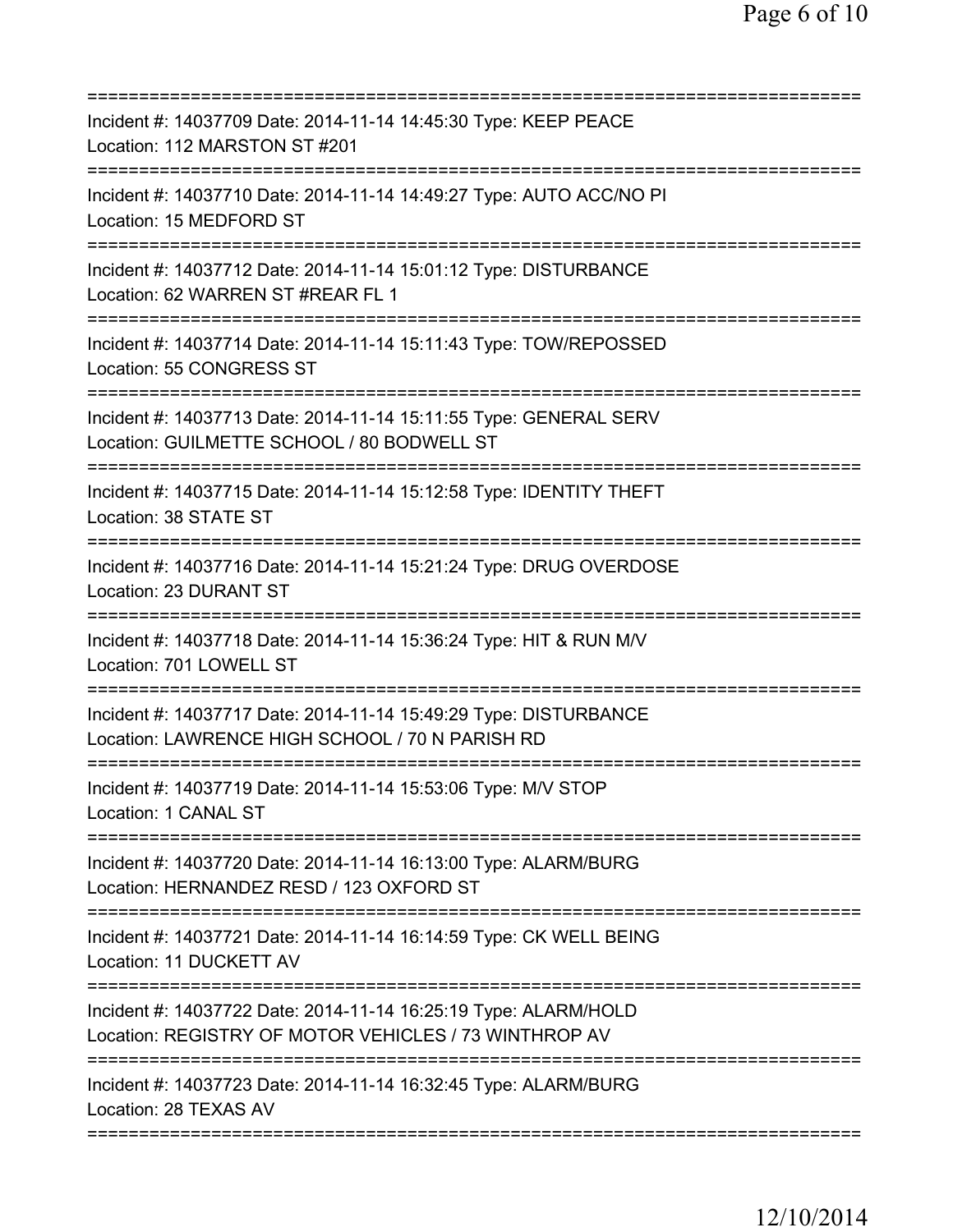===========================================================================
Incident #: 14037709 Date: 2014-11-14 14:45:30 Type: KEEP PEACE
Location: 112 MARSTON ST #201
===========================================================================
Incident #: 14037710 Date: 2014-11-14 14:49:27 Type: AUTO ACC/NO PI
Location: 15 MEDFORD ST
===========================================================================
Incident #: 14037712 Date: 2014-11-14 15:01:12 Type: DISTURBANCE
Location: 62 WARREN ST #REAR FL 1
===========================================================================
Incident #: 14037714 Date: 2014-11-14 15:11:43 Type: TOW/REPOSSED
Location: 55 CONGRESS ST
===========================================================================
Incident #: 14037713 Date: 2014-11-14 15:11:55 Type: GENERAL SERV
Location: GUILMETTE SCHOOL / 80 BODWELL ST
===========================================================================
Incident #: 14037715 Date: 2014-11-14 15:12:58 Type: IDENTITY THEFT
Location: 38 STATE ST
===========================================================================
Incident #: 14037716 Date: 2014-11-14 15:21:24 Type: DRUG OVERDOSE
Location: 23 DURANT ST
===========================================================================
Incident #: 14037718 Date: 2014-11-14 15:36:24 Type: HIT & RUN M/V
Location: 701 LOWELL ST
===========================================================================
Incident #: 14037717 Date: 2014-11-14 15:49:29 Type: DISTURBANCE
Location: LAWRENCE HIGH SCHOOL / 70 N PARISH RD
===========================================================================
Incident #: 14037719 Date: 2014-11-14 15:53:06 Type: M/V STOP
Location: 1 CANAL ST
===========================================================================
Incident #: 14037720 Date: 2014-11-14 16:13:00 Type: ALARM/BURG
Location: HERNANDEZ RESD / 123 OXFORD ST
===========================================================================
Incident #: 14037721 Date: 2014-11-14 16:14:59 Type: CK WELL BEING
Location: 11 DUCKETT AV
===========================================================================
Incident #: 14037722 Date: 2014-11-14 16:25:19 Type: ALARM/HOLD
Location: REGISTRY OF MOTOR VEHICLES / 73 WINTHROP AV
===========================================================================
Incident #: 14037723 Date: 2014-11-14 16:32:45 Type: ALARM/BURG
Location: 28 TEXAS AV
===========================================================================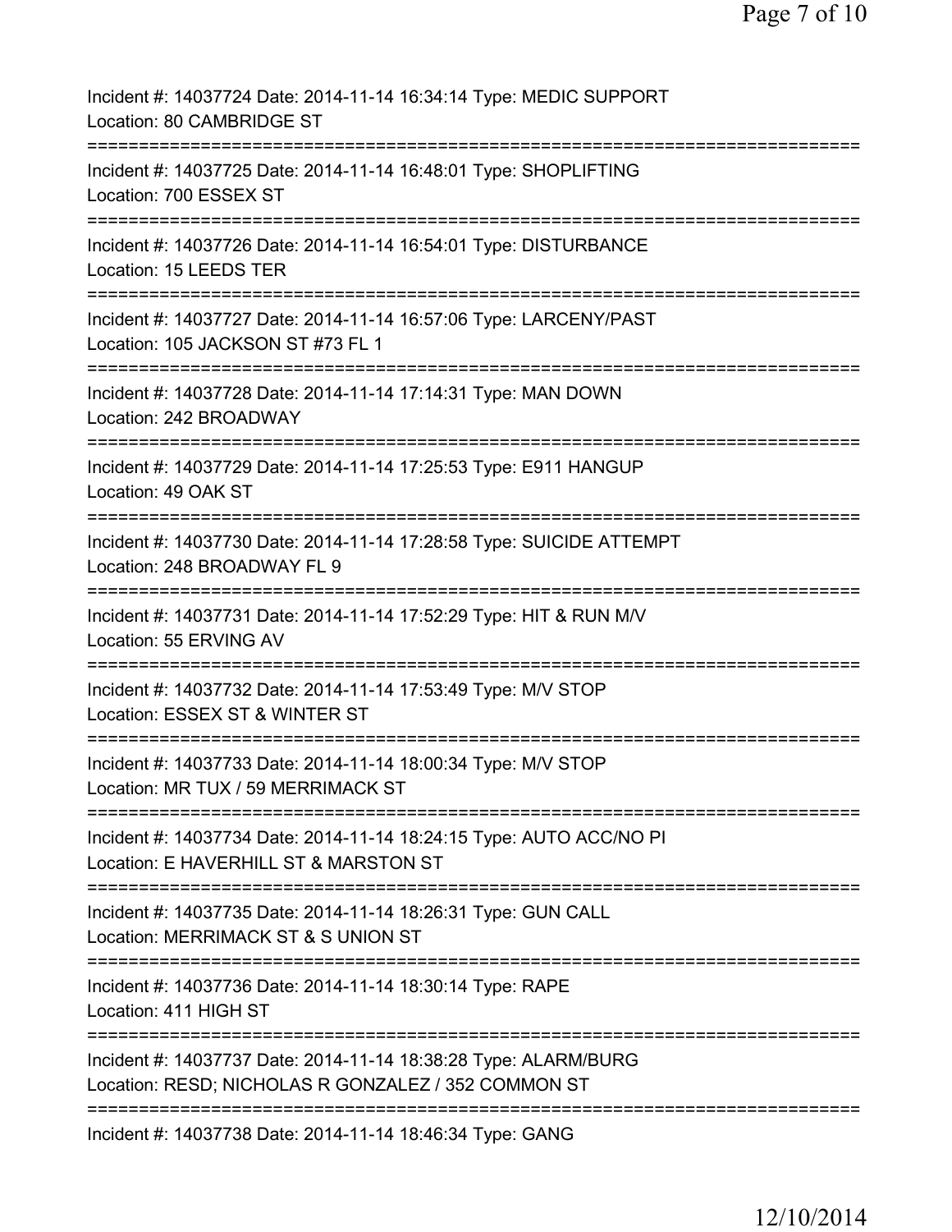Incident #: 14037724 Date: 2014-11-14 16:34:14 Type: MEDIC SUPPORT
Location: 80 CAMBRIDGE ST
===========================================================================
Incident #: 14037725 Date: 2014-11-14 16:48:01 Type: SHOPLIFTING
Location: 700 ESSEX ST
===========================================================================
Incident #: 14037726 Date: 2014-11-14 16:54:01 Type: DISTURBANCE
Location: 15 LEEDS TER
===========================================================================
Incident #: 14037727 Date: 2014-11-14 16:57:06 Type: LARCENY/PAST
Location: 105 JACKSON ST #73 FL 1
===========================================================================
Incident #: 14037728 Date: 2014-11-14 17:14:31 Type: MAN DOWN
Location: 242 BROADWAY
===========================================================================
Incident #: 14037729 Date: 2014-11-14 17:25:53 Type: E911 HANGUP
Location: 49 OAK ST
===========================================================================
Incident #: 14037730 Date: 2014-11-14 17:28:58 Type: SUICIDE ATTEMPT
Location: 248 BROADWAY FL 9
===========================================================================
Incident #: 14037731 Date: 2014-11-14 17:52:29 Type: HIT & RUN M/V
Location: 55 ERVING AV
===========================================================================
Incident #: 14037732 Date: 2014-11-14 17:53:49 Type: M/V STOP
Location: ESSEX ST & WINTER ST
===========================================================================
Incident #: 14037733 Date: 2014-11-14 18:00:34 Type: M/V STOP
Location: MR TUX / 59 MERRIMACK ST
===========================================================================
Incident #: 14037734 Date: 2014-11-14 18:24:15 Type: AUTO ACC/NO PI
Location: E HAVERHILL ST & MARSTON ST
===========================================================================
Incident #: 14037735 Date: 2014-11-14 18:26:31 Type: GUN CALL
Location: MERRIMACK ST & S UNION ST
===========================================================================
Incident #: 14037736 Date: 2014-11-14 18:30:14 Type: RAPE
Location: 411 HIGH ST
===========================================================================
Incident #: 14037737 Date: 2014-11-14 18:38:28 Type: ALARM/BURG
Location: RESD; NICHOLAS R GONZALEZ / 352 COMMON ST
===========================================================================
Incident #: 14037738 Date: 2014-11-14 18:46:34 Type: GANG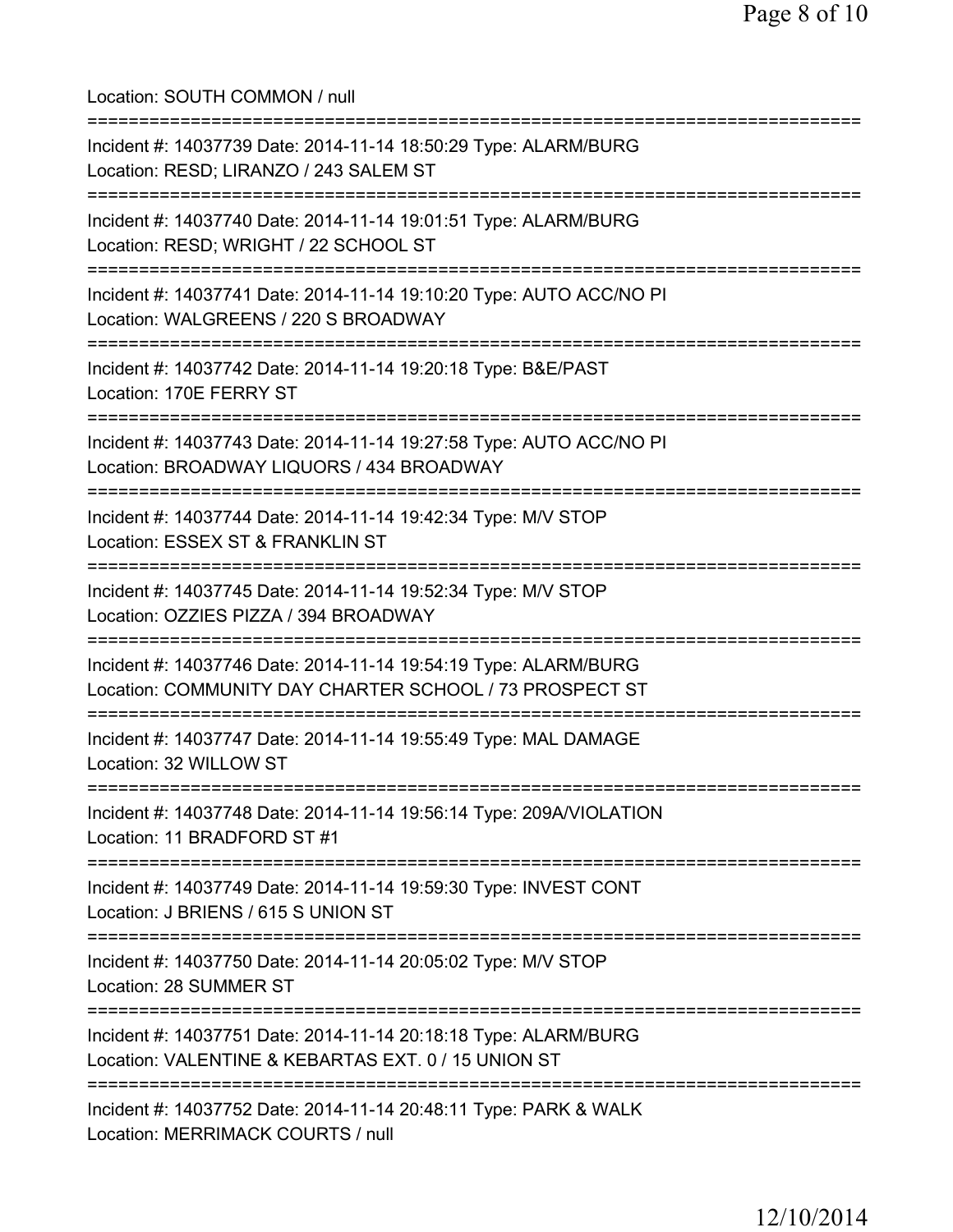Location: SOUTH COMMON / null

===========================================================================

Incident #: 14037739 Date: 2014-11-14 18:50:29 Type: ALARM/BURG
Location: RESD; LIRANZO / 243 SALEM ST

===========================================================================

Incident #: 14037740 Date: 2014-11-14 19:01:51 Type: ALARM/BURG
Location: RESD; WRIGHT / 22 SCHOOL ST

===========================================================================

Incident #: 14037741 Date: 2014-11-14 19:10:20 Type: AUTO ACC/NO PI
Location: WALGREENS / 220 S BROADWAY

===========================================================================

Incident #: 14037742 Date: 2014-11-14 19:20:18 Type: B&E/PAST
Location: 170E FERRY ST

===========================================================================

Incident #: 14037743 Date: 2014-11-14 19:27:58 Type: AUTO ACC/NO PI
Location: BROADWAY LIQUORS / 434 BROADWAY

===========================================================================

Incident #: 14037744 Date: 2014-11-14 19:42:34 Type: M/V STOP
Location: ESSEX ST & FRANKLIN ST

===========================================================================

Incident #: 14037745 Date: 2014-11-14 19:52:34 Type: M/V STOP
Location: OZZIES PIZZA / 394 BROADWAY

===========================================================================

Incident #: 14037746 Date: 2014-11-14 19:54:19 Type: ALARM/BURG
Location: COMMUNITY DAY CHARTER SCHOOL / 73 PROSPECT ST

===========================================================================

Incident #: 14037747 Date: 2014-11-14 19:55:49 Type: MAL DAMAGE
Location: 32 WILLOW ST

===========================================================================

Incident #: 14037748 Date: 2014-11-14 19:56:14 Type: 209A/VIOLATION
Location: 11 BRADFORD ST #1

===========================================================================

Incident #: 14037749 Date: 2014-11-14 19:59:30 Type: INVEST CONT
Location: J BRIENS / 615 S UNION ST

===========================================================================

Incident #: 14037750 Date: 2014-11-14 20:05:02 Type: M/V STOP
Location: 28 SUMMER ST

===========================================================================

Incident #: 14037751 Date: 2014-11-14 20:18:18 Type: ALARM/BURG
Location: VALENTINE & KEBARTAS EXT. 0 / 15 UNION ST

===========================================================================

Incident #: 14037752 Date: 2014-11-14 20:48:11 Type: PARK & WALK
Location: MERRIMACK COURTS / null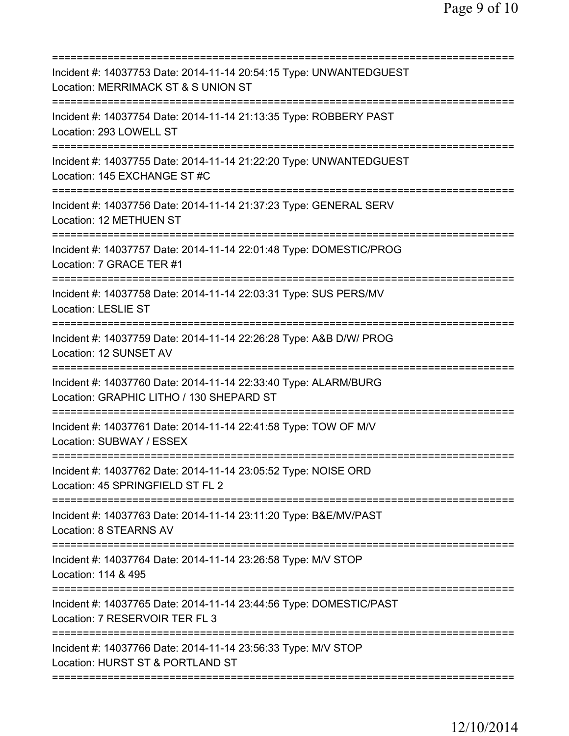===========================================================================

Incident #: 14037753 Date: 2014-11-14 20:54:15 Type: UNWANTEDGUEST
Location: MERRIMACK ST & S UNION ST

===========================================================================

Incident #: 14037754 Date: 2014-11-14 21:13:35 Type: ROBBERY PAST
Location: 293 LOWELL ST

===========================================================================

Incident #: 14037755 Date: 2014-11-14 21:22:20 Type: UNWANTEDGUEST
Location: 145 EXCHANGE ST #C

===========================================================================

Incident #: 14037756 Date: 2014-11-14 21:37:23 Type: GENERAL SERV
Location: 12 METHUEN ST

===========================================================================

Incident #: 14037757 Date: 2014-11-14 22:01:48 Type: DOMESTIC/PROG
Location: 7 GRACE TER #1

===========================================================================

Incident #: 14037758 Date: 2014-11-14 22:03:31 Type: SUS PERS/MV
Location: LESLIE ST

===========================================================================

Incident #: 14037759 Date: 2014-11-14 22:26:28 Type: A&B D/W/ PROG
Location: 12 SUNSET AV

===========================================================================

Incident #: 14037760 Date: 2014-11-14 22:33:40 Type: ALARM/BURG
Location: GRAPHIC LITHO / 130 SHEPARD ST

===========================================================================

Incident #: 14037761 Date: 2014-11-14 22:41:58 Type: TOW OF M/V
Location: SUBWAY / ESSEX

===========================================================================

Incident #: 14037762 Date: 2014-11-14 23:05:52 Type: NOISE ORD
Location: 45 SPRINGFIELD ST FL 2

===========================================================================

Incident #: 14037763 Date: 2014-11-14 23:11:20 Type: B&E/MV/PAST
Location: 8 STEARNS AV

===========================================================================

Incident #: 14037764 Date: 2014-11-14 23:26:58 Type: M/V STOP
Location: 114 & 495

===========================================================================

Incident #: 14037765 Date: 2014-11-14 23:44:56 Type: DOMESTIC/PAST
Location: 7 RESERVOIR TER FL 3

===========================================================================

Incident #: 14037766 Date: 2014-11-14 23:56:33 Type: M/V STOP
Location: HURST ST & PORTLAND ST

===========================================================================

12/10/2014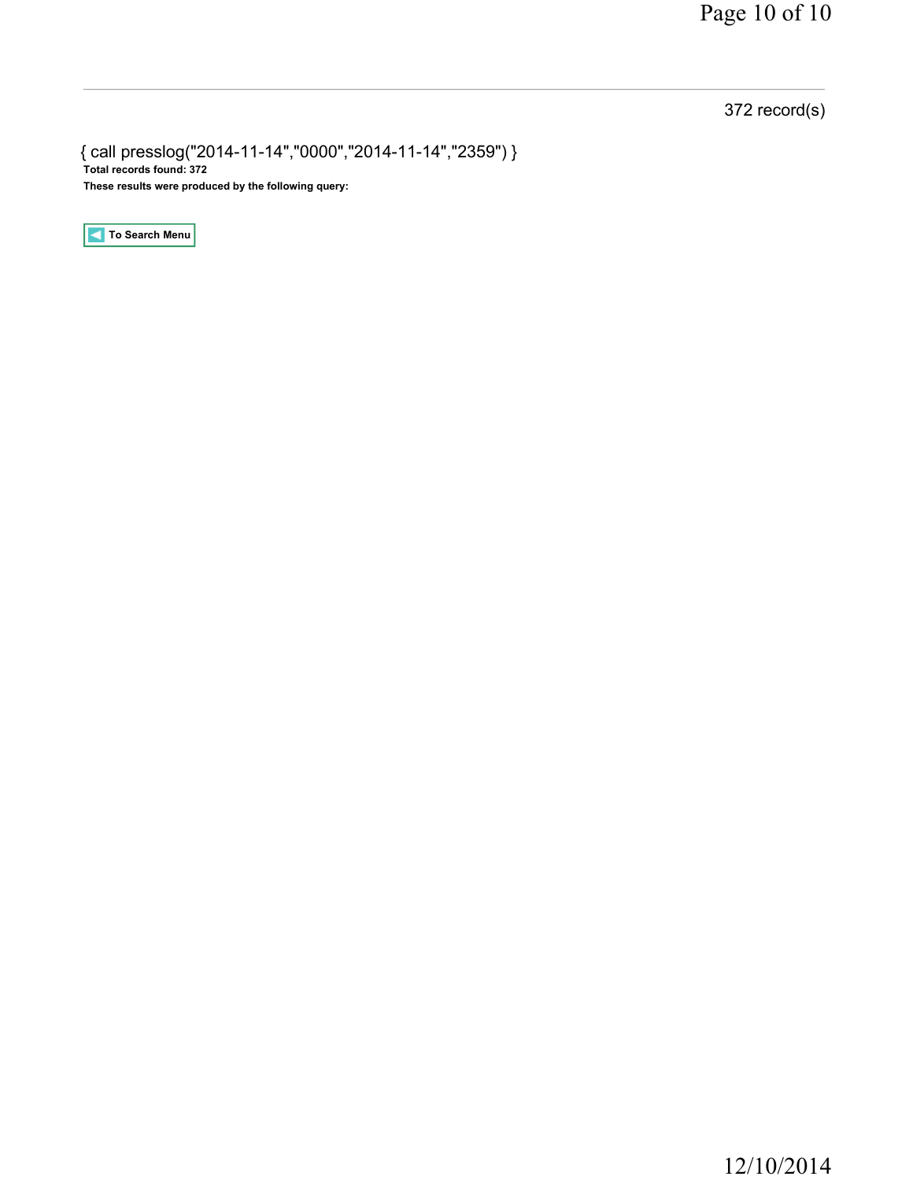372 record(s)

{ call presslog("2014-11-14","0000","2014-11-14","2359") }

**Total records found: 372**

**These results were produced by the following query:**

**To Search Menu**